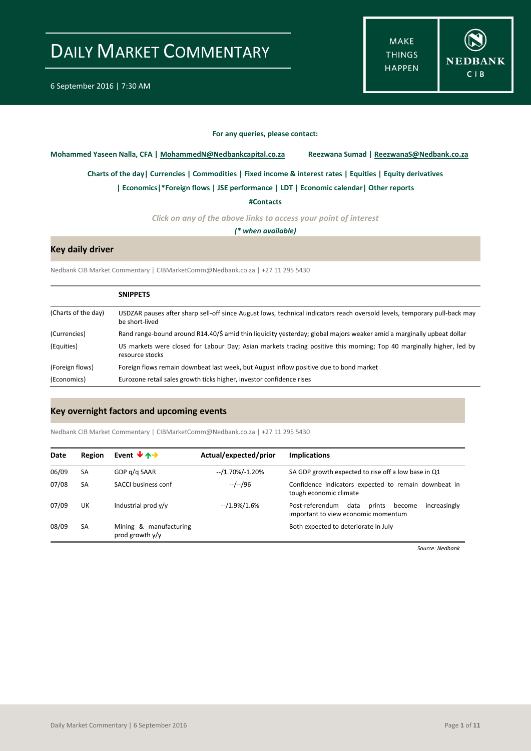# DAILY MARKET COMMENTARY

6 September 2016 | 7:30 AM

MAKE THINGS HAPPEN

NEDBANK CIB

**For any queries, please contact:**

**Mohammed Yaseen Nalla, CFA | MohammedN@Nedbankcapital.co.za** **Reezwana Sumad | ReezwanaS@Nedbank.co.za**

**Charts of the day| Currencies | Commodities | Fixed income & interest rates | Equities | Equity derivatives**

**| Economics|*Foreign flows | JSE performance | LDT | Economic calendar| Other reports**

**#Contacts**

*Click on any of the above links to access your point of interest*

***(* when available)***

## Key daily driver

Nedbank CIB Market Commentary | CIBMarketComm@Nedbank.co.za | +27 11 295 5430

| | SNIPPETS |
|---|---|
| (Charts of the day) | USDZAR pauses after sharp sell-off since August lows, technical indicators reach oversold levels, temporary pull-back may be short-lived |
| (Currencies) | Rand range-bound around R14.40/$ amid thin liquidity yesterday; global majors weaker amid a marginally upbeat dollar |
| (Equities) | US markets were closed for Labour Day; Asian markets trading positive this morning; Top 40 marginally higher, led by resource stocks |
| (Foreign flows) | Foreign flows remain downbeat last week, but August inflow positive due to bond market |
| (Economics) | Eurozone retail sales growth ticks higher, investor confidence rises |

## Key overnight factors and upcoming events

Nedbank CIB Market Commentary | CIBMarketComm@Nedbank.co.za | +27 11 295 5430

| Date | Region | Event ↓↑→ | Actual/expected/prior | Implications |
|---|---|---|---|---|
| 06/09 | SA | GDP q/q SAAR | --/1.70%/-1.20% | SA GDP growth expected to rise off a low base in Q1 |
| 07/08 | SA | SACCI business conf | --/--/96 | Confidence indicators expected to remain downbeat in tough economic climate |
| 07/09 | UK | Industrial prod y/y | --/1.9%/1.6% | Post-referendum data prints become increasingly important to view economic momentum |
| 08/09 | SA | Mining & manufacturing prod growth y/y | | Both expected to deteriorate in July |

*Source: Nedbank*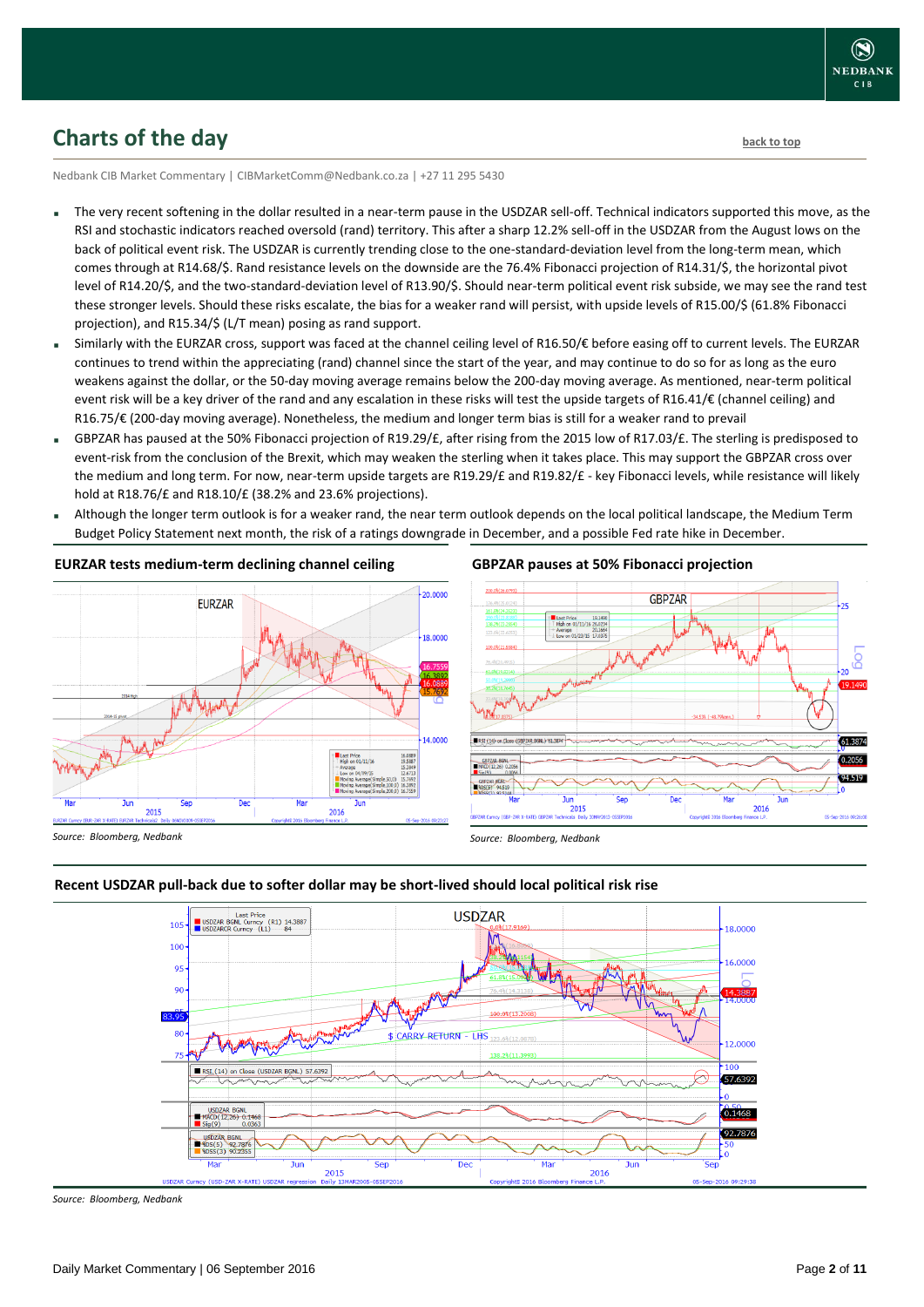## Charts of the day

back to top

Nedbank CIB Market Commentary | CIBMarketComm@Nedbank.co.za | +27 11 295 5430

- The very recent softening in the dollar resulted in a near-term pause in the USDZAR sell-off. Technical indicators supported this move, as the RSI and stochastic indicators reached oversold (rand) territory. This after a sharp 12.2% sell-off in the USDZAR from the August lows on the back of political event risk. The USDZAR is currently trending close to the one-standard-deviation level from the long-term mean, which comes through at R14.68/$. Rand resistance levels on the downside are the 76.4% Fibonacci projection of R14.31/$, the horizontal pivot level of R14.20/$, and the two-standard-deviation level of R13.90/$. Should near-term political event risk subside, we may see the rand test these stronger levels. Should these risks escalate, the bias for a weaker rand will persist, with upside levels of R15.00/$ (61.8% Fibonacci projection), and R15.34/$ (L/T mean) posing as rand support.
- Similarly with the EURZAR cross, support was faced at the channel ceiling level of R16.50/€ before easing off to current levels. The EURZAR continues to trend within the appreciating (rand) channel since the start of the year, and may continue to do so for as long as the euro weakens against the dollar, or the 50-day moving average remains below the 200-day moving average. As mentioned, near-term political event risk will be a key driver of the rand and any escalation in these risks will test the upside targets of R16.41/€ (channel ceiling) and R16.75/€ (200-day moving average). Nonetheless, the medium and longer term bias is still for a weaker rand to prevail
- GBPZAR has paused at the 50% Fibonacci projection of R19.29/£, after rising from the 2015 low of R17.03/£. The sterling is predisposed to event-risk from the conclusion of the Brexit, which may weaken the sterling when it takes place. This may support the GBPZAR cross over the medium and long term. For now, near-term upside targets are R19.29/£ and R19.82/£ - key Fibonacci levels, while resistance will likely hold at R18.76/£ and R18.10/£ (38.2% and 23.6% projections).
- Although the longer term outlook is for a weaker rand, the near term outlook depends on the local political landscape, the Medium Term Budget Policy Statement next month, the risk of a ratings downgrade in December, and a possible Fed rate hike in December.

### EURZAR tests medium-term declining channel ceiling

*Source: Bloomberg, Nedbank*

### GBPZAR pauses at 50% Fibonacci projection

*Source: Bloomberg, Nedbank*

### Recent USDZAR pull-back due to softer dollar may be short-lived should local political risk rise

*Source: Bloomberg, Nedbank*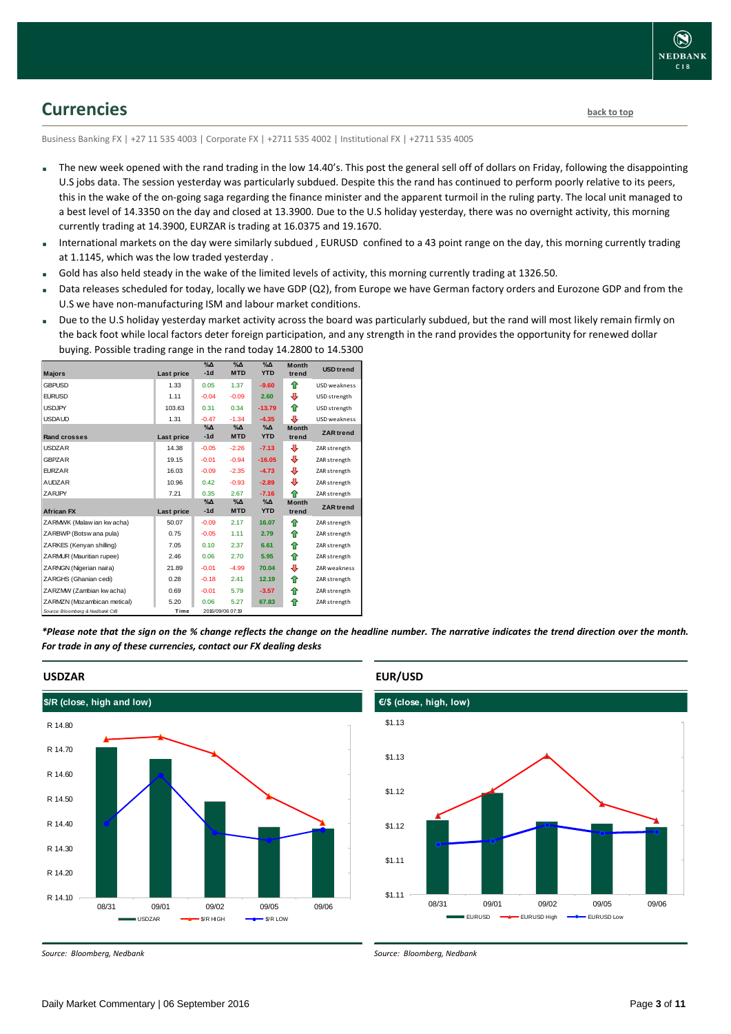# Currencies

back to top

Business Banking FX | +27 11 535 4003 | Corporate FX | +2711 535 4002 | Institutional FX | +2711 535 4005

- The new week opened with the rand trading in the low 14.40's. This post the general sell off of dollars on Friday, following the disappointing U.S jobs data. The session yesterday was particularly subdued. Despite this the rand has continued to perform poorly relative to its peers, this in the wake of the on-going saga regarding the finance minister and the apparent turmoil in the ruling party. The local unit managed to a best level of 14.3350 on the day and closed at 13.3900. Due to the U.S holiday yesterday, there was no overnight activity, this morning currently trading at 14.3900, EURZAR is trading at 16.0375 and 19.1670.
- International markets on the day were similarly subdued , EURUSD confined to a 43 point range on the day, this morning currently trading at 1.1145, which was the low traded yesterday .
- Gold has also held steady in the wake of the limited levels of activity, this morning currently trading at 1326.50.
- Data releases scheduled for today, locally we have GDP (Q2), from Europe we have German factory orders and Eurozone GDP and from the U.S we have non-manufacturing ISM and labour market conditions.
- Due to the U.S holiday yesterday market activity across the board was particularly subdued, but the rand will most likely remain firmly on the back foot while local factors deter foreign participation, and any strength in the rand provides the opportunity for renewed dollar buying. Possible trading range in the rand today 14.2800 to 14.5300

| Majors | Last price | %Δ -1d | %Δ MTD | %Δ YTD | Month trend | USD trend |
|---|---|---|---|---|---|---|
| GBPUSD | 1.33 | 0.05 | 1.37 | -9.60 | ↑ | USD weakness |
| EURUSD | 1.11 | -0.04 | -0.09 | 2.60 | ↓ | USD strength |
| USDJPY | 103.63 | 0.31 | 0.34 | -13.79 | ↑ | USD strength |
| USDAUD | 1.31 | -0.47 | -1.34 | -4.35 | ↓ | USD weakness |
| **Rand crosses** | **Last price** | **%Δ -1d** | **%Δ MTD** | **%Δ YTD** | **Month trend** | **ZAR trend** |
| USDZAR | 14.38 | -0.05 | -2.26 | -7.13 | ↓ | ZAR strength |
| GBPZAR | 19.15 | -0.01 | -0.94 | -16.05 | ↓ | ZAR strength |
| EURZAR | 16.03 | -0.09 | -2.35 | -4.73 | ↓ | ZAR strength |
| AUDZAR | 10.96 | 0.42 | -0.93 | -2.89 | ↓ | ZAR strength |
| ZARJPY | 7.21 | 0.35 | 2.67 | -7.16 | ↑ | ZAR strength |
| **African FX** | **Last price** | **%Δ -1d** | **%Δ MTD** | **%Δ YTD** | **Month trend** | **ZAR trend** |
| ZARMWK (Malawian kwacha) | 50.07 | -0.09 | 2.17 | 16.07 | ↑ | ZAR strength |
| ZARBWP (Botswana pula) | 0.75 | -0.05 | 1.11 | 2.79 | ↑ | ZAR strength |
| ZARKES (Kenyan shilling) | 7.05 | 0.10 | 2.37 | 6.61 | ↑ | ZAR strength |
| ZARMUR (Mauritian rupee) | 2.46 | 0.06 | 2.70 | 5.95 | ↑ | ZAR strength |
| ZARNGN (Nigerian naira) | 21.89 | -0.01 | -4.99 | 70.04 | ↓ | ZAR weakness |
| ZARGHS (Ghanian cedi) | 0.28 | -0.18 | 2.41 | 12.19 | ↑ | ZAR strength |
| ZARZMW (Zambian kwacha) | 0.69 | -0.01 | 5.79 | -3.57 | ↑ | ZAR strength |
| ZARMZN (Mozambican metical) | 5.20 | 0.06 | 5.27 | 67.83 | ↑ | ZAR strength |

Source: Bloomberg & Nedbank CIB — Time: 2016/09/06 07:19

*\*Please note that the sign on the % change reflects the change on the headline number. The narrative indicates the trend direction over the month. For trade in any of these currencies, contact our FX dealing desks*

## USDZAR

$/R (close, high and low)

Source: Bloomberg, Nedbank

## EUR/USD

€/$ (close, high, low)

Source: Bloomberg, Nedbank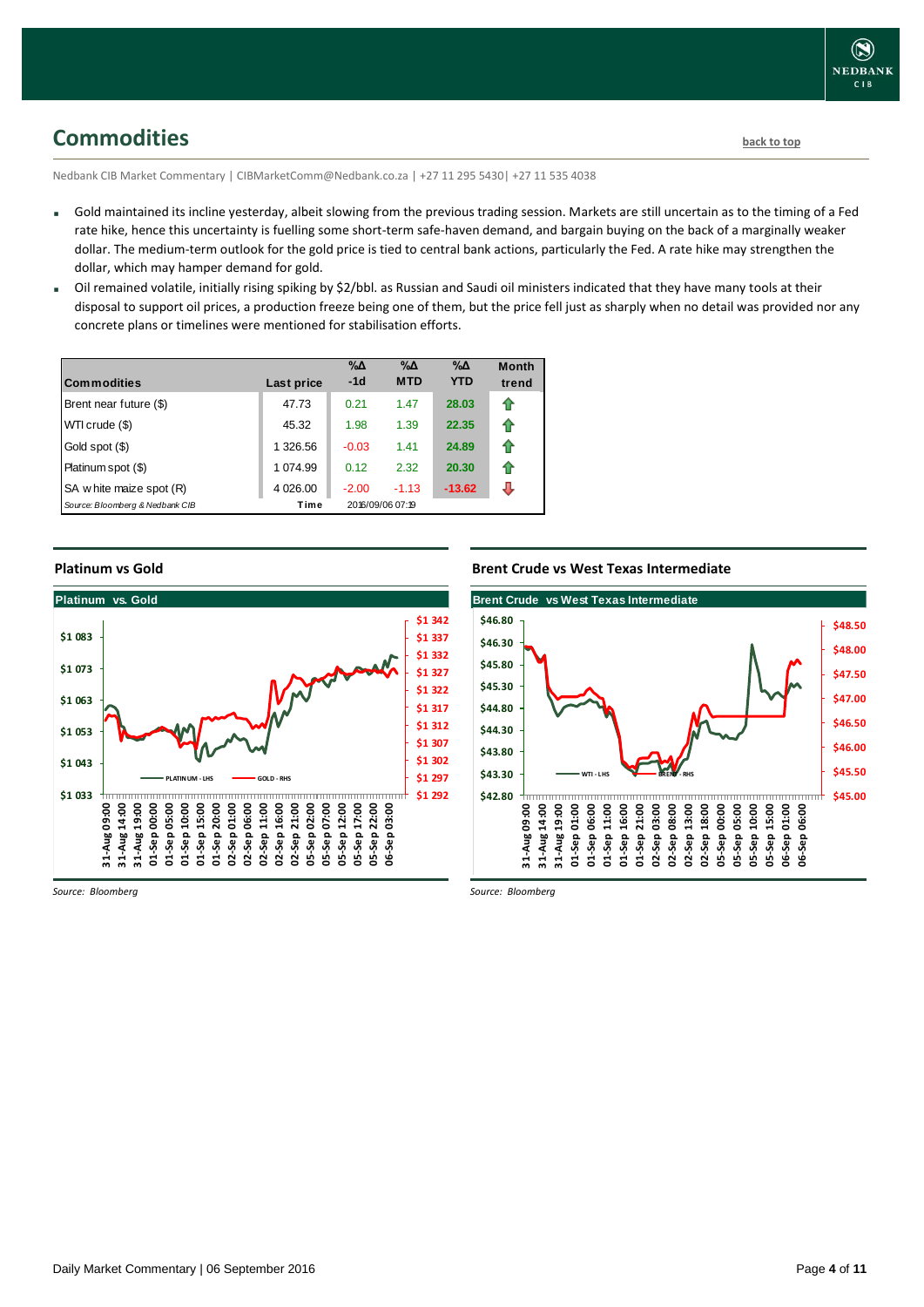## Commodities

back to top

Nedbank CIB Market Commentary | CIBMarketComm@Nedbank.co.za | +27 11 295 5430| +27 11 535 4038

- Gold maintained its incline yesterday, albeit slowing from the previous trading session. Markets are still uncertain as to the timing of a Fed rate hike, hence this uncertainty is fuelling some short-term safe-haven demand, and bargain buying on the back of a marginally weaker dollar. The medium-term outlook for the gold price is tied to central bank actions, particularly the Fed. A rate hike may strengthen the dollar, which may hamper demand for gold.
- Oil remained volatile, initially rising spiking by $2/bbl. as Russian and Saudi oil ministers indicated that they have many tools at their disposal to support oil prices, a production freeze being one of them, but the price fell just as sharply when no detail was provided nor any concrete plans or timelines were mentioned for stabilisation efforts.

| Commodities | Last price | %Δ -1d | %Δ MTD | %Δ YTD | Month trend |
|---|---|---|---|---|---|
| Brent near future ($) | 47.73 | 0.21 | 1.47 | 28.03 | ⇧ |
| WTI crude ($) | 45.32 | 1.98 | 1.39 | 22.35 | ⇧ |
| Gold spot ($) | 1 326.56 | -0.03 | 1.41 | 24.89 | ⇧ |
| Platinum spot ($) | 1 074.99 | 0.12 | 2.32 | 20.30 | ⇧ |
| SA white maize spot (R) | 4 026.00 | -2.00 | -1.13 | -13.62 | ⇩ |
| *Source: Bloomberg & Nedbank CIB* | Time | 2016/09/06 07:19 | | | |

### Platinum vs Gold

*Source: Bloomberg*

### Brent Crude vs West Texas Intermediate

*Source: Bloomberg*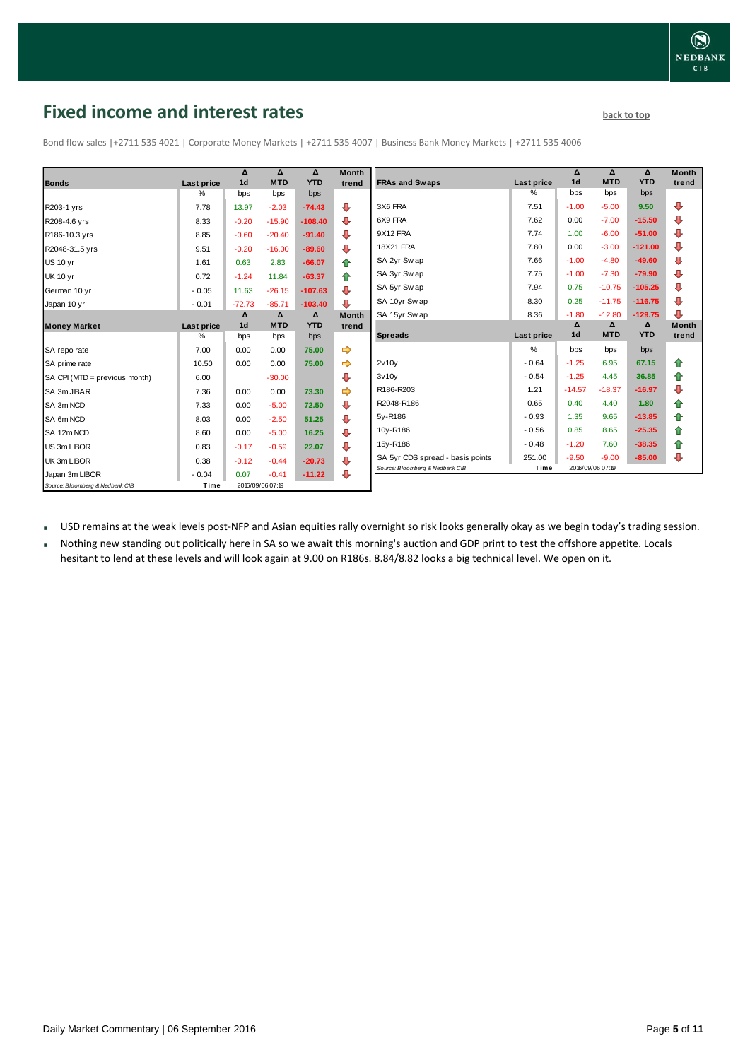# Fixed income and interest rates

back to top

Bond flow sales |+2711 535 4021 | Corporate Money Markets | +2711 535 4007 | Business Bank Money Markets | +2711 535 4006

| Bonds | Last price | Δ 1d | Δ MTD | Δ YTD | Month trend |
|---|---|---|---|---|---|
| | % | bps | bps | bps | |
| R203-1 yrs | 7.78 | 13.97 | -2.03 | -74.43 | ⇩ |
| R208-4.6 yrs | 8.33 | -0.20 | -15.90 | -108.40 | ⇩ |
| R186-10.3 yrs | 8.85 | -0.60 | -20.40 | -91.40 | ⇩ |
| R2048-31.5 yrs | 9.51 | -0.20 | -16.00 | -89.60 | ⇩ |
| US 10 yr | 1.61 | 0.63 | 2.83 | -66.07 | ⇧ |
| UK 10 yr | 0.72 | -1.24 | 11.84 | -63.37 | ⇧ |
| German 10 yr | - 0.05 | 11.63 | -26.15 | -107.63 | ⇩ |
| Japan 10 yr | - 0.01 | -72.73 | -85.71 | -103.40 | ⇩ |

| Money Market | Last price | Δ 1d | Δ MTD | Δ YTD | Month trend |
|---|---|---|---|---|---|
| | % | bps | bps | bps | |
| SA repo rate | 7.00 | 0.00 | 0.00 | 75.00 | ⇨ |
| SA prime rate | 10.50 | 0.00 | 0.00 | 75.00 | ⇨ |
| SA CPI (MTD = previous month) | 6.00 | | -30.00 | | ⇩ |
| SA 3m JIBAR | 7.36 | 0.00 | 0.00 | 73.30 | ⇨ |
| SA 3m NCD | 7.33 | 0.00 | -5.00 | 72.50 | ⇩ |
| SA 6m NCD | 8.03 | 0.00 | -2.50 | 51.25 | ⇩ |
| SA 12m NCD | 8.60 | 0.00 | -5.00 | 16.25 | ⇩ |
| US 3m LIBOR | 0.83 | -0.17 | -0.59 | 22.07 | ⇩ |
| UK 3m LIBOR | 0.38 | -0.12 | -0.44 | -20.73 | ⇩ |
| Japan 3m LIBOR | - 0.04 | 0.07 | -0.41 | -11.22 | ⇩ |

Source: Bloomberg & Nedbank CIB | Time 2016/09/06 07:19

| FRAs and Swaps | Last price | Δ 1d | Δ MTD | Δ YTD | Month trend |
|---|---|---|---|---|---|
| | % | bps | bps | bps | |
| 3X6 FRA | 7.51 | -1.00 | -5.00 | 9.50 | ⇩ |
| 6X9 FRA | 7.62 | 0.00 | -7.00 | -15.50 | ⇩ |
| 9X12 FRA | 7.74 | 1.00 | -6.00 | -51.00 | ⇩ |
| 18X21 FRA | 7.80 | 0.00 | -3.00 | -121.00 | ⇩ |
| SA 2yr Swap | 7.66 | -1.00 | -4.80 | -49.60 | ⇩ |
| SA 3yr Swap | 7.75 | -1.00 | -7.30 | -79.90 | ⇩ |
| SA 5yr Swap | 7.94 | 0.75 | -10.75 | -105.25 | ⇩ |
| SA 10yr Swap | 8.30 | 0.25 | -11.75 | -116.75 | ⇩ |
| SA 15yr Swap | 8.36 | -1.80 | -12.80 | -129.75 | ⇩ |

| Spreads | Last price | Δ 1d | Δ MTD | Δ YTD | Month trend |
|---|---|---|---|---|---|
| | % | bps | bps | bps | |
| 2v10y | - 0.64 | -1.25 | 6.95 | 67.15 | ⇧ |
| 3v10y | - 0.54 | -1.25 | 4.45 | 36.85 | ⇧ |
| R186-R203 | 1.21 | -14.57 | -18.37 | -16.97 | ⇩ |
| R2048-R186 | 0.65 | 0.40 | 4.40 | 1.80 | ⇧ |
| 5y-R186 | - 0.93 | 1.35 | 9.65 | -13.85 | ⇧ |
| 10y-R186 | - 0.56 | 0.85 | 8.65 | -25.35 | ⇧ |
| 15y-R186 | - 0.48 | -1.20 | 7.60 | -38.35 | ⇧ |
| SA 5yr CDS spread - basis points | 251.00 | -9.50 | -9.00 | -85.00 | ⇩ |

Source: Bloomberg & Nedbank CIB | Time 2016/09/06 07:19

- USD remains at the weak levels post-NFP and Asian equities rally overnight so risk looks generally okay as we begin today's trading session.
- Nothing new standing out politically here in SA so we await this morning's auction and GDP print to test the offshore appetite. Locals hesitant to lend at these levels and will look again at 9.00 on R186s. 8.84/8.82 looks a big technical level. We open on it.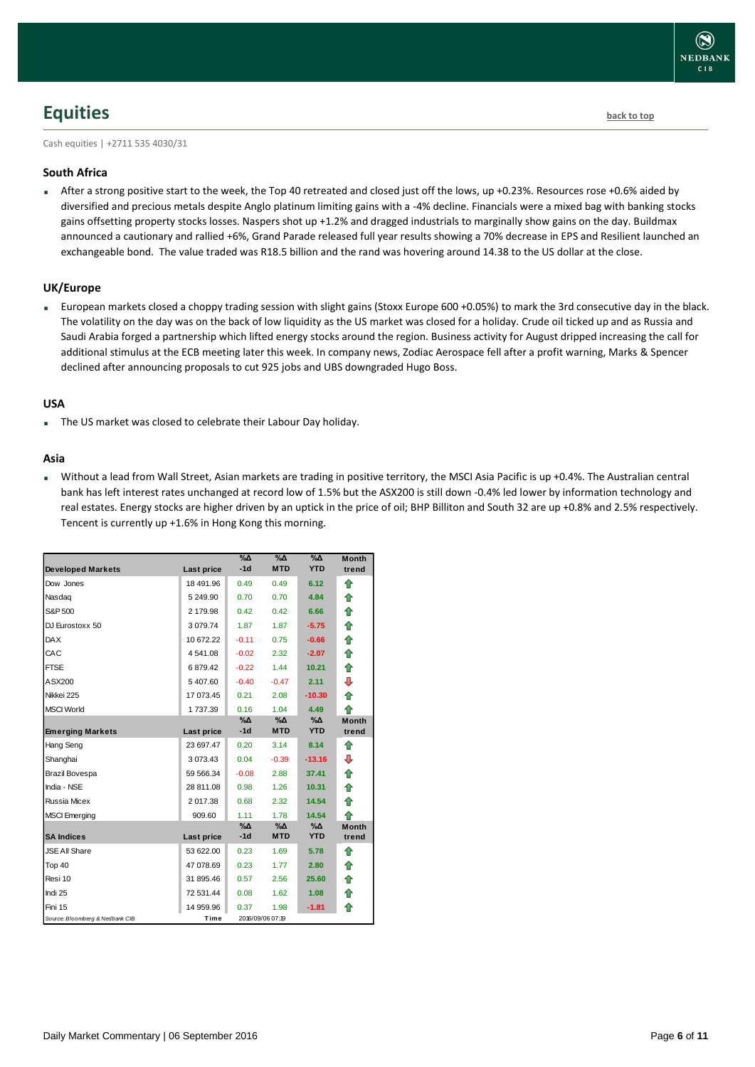# Equities

back to top

Cash equities | +2711 535 4030/31

### South Africa

- After a strong positive start to the week, the Top 40 retreated and closed just off the lows, up +0.23%. Resources rose +0.6% aided by diversified and precious metals despite Anglo platinum limiting gains with a -4% decline. Financials were a mixed bag with banking stocks gains offsetting property stocks losses. Naspers shot up +1.2% and dragged industrials to marginally show gains on the day. Buildmax announced a cautionary and rallied +6%, Grand Parade released full year results showing a 70% decrease in EPS and Resilient launched an exchangeable bond. The value traded was R18.5 billion and the rand was hovering around 14.38 to the US dollar at the close.

### UK/Europe

- European markets closed a choppy trading session with slight gains (Stoxx Europe 600 +0.05%) to mark the 3rd consecutive day in the black. The volatility on the day was on the back of low liquidity as the US market was closed for a holiday. Crude oil ticked up and as Russia and Saudi Arabia forged a partnership which lifted energy stocks around the region. Business activity for August dripped increasing the call for additional stimulus at the ECB meeting later this week. In company news, Zodiac Aerospace fell after a profit warning, Marks & Spencer declined after announcing proposals to cut 925 jobs and UBS downgraded Hugo Boss.

### USA

- The US market was closed to celebrate their Labour Day holiday.

### Asia

- Without a lead from Wall Street, Asian markets are trading in positive territory, the MSCI Asia Pacific is up +0.4%. The Australian central bank has left interest rates unchanged at record low of 1.5% but the ASX200 is still down -0.4% led lower by information technology and real estates. Energy stocks are higher driven by an uptick in the price of oil; BHP Billiton and South 32 are up +0.8% and 2.5% respectively. Tencent is currently up +1.6% in Hong Kong this morning.

| Developed Markets | Last price | %Δ -1d | %Δ MTD | %Δ YTD | Month trend |
|---|---|---|---|---|---|
| Dow Jones | 18 491.96 | 0.49 | 0.49 | 6.12 | ⇧ |
| Nasdaq | 5 249.90 | 0.70 | 0.70 | 4.84 | ⇧ |
| S&P 500 | 2 179.98 | 0.42 | 0.42 | 6.66 | ⇧ |
| DJ Eurostoxx 50 | 3 079.74 | 1.87 | 1.87 | -5.75 | ⇧ |
| DAX | 10 672.22 | -0.11 | 0.75 | -0.66 | ⇧ |
| CAC | 4 541.08 | -0.02 | 2.32 | -2.07 | ⇧ |
| FTSE | 6 879.42 | -0.22 | 1.44 | 10.21 | ⇧ |
| ASX200 | 5 407.60 | -0.40 | -0.47 | 2.11 | ⇩ |
| Nikkei 225 | 17 073.45 | 0.21 | 2.08 | -10.30 | ⇧ |
| MSCI World | 1 737.39 | 0.16 | 1.04 | 4.49 | ⇧ |
| **Emerging Markets** | **Last price** | **%Δ -1d** | **%Δ MTD** | **%Δ YTD** | **Month trend** |
| Hang Seng | 23 697.47 | 0.20 | 3.14 | 8.14 | ⇧ |
| Shanghai | 3 073.43 | 0.04 | -0.39 | -13.16 | ⇩ |
| Brazil Bovespa | 59 566.34 | -0.08 | 2.88 | 37.41 | ⇧ |
| India - NSE | 28 811.08 | 0.98 | 1.26 | 10.31 | ⇧ |
| Russia Micex | 2 017.38 | 0.68 | 2.32 | 14.54 | ⇧ |
| MSCI Emerging | 909.60 | 1.11 | 1.78 | 14.54 | ⇧ |
| **SA Indices** | **Last price** | **%Δ -1d** | **%Δ MTD** | **%Δ YTD** | **Month trend** |
| JSE All Share | 53 622.00 | 0.23 | 1.69 | 5.78 | ⇧ |
| Top 40 | 47 078.69 | 0.23 | 1.77 | 2.80 | ⇧ |
| Resi 10 | 31 895.46 | 0.57 | 2.56 | 25.60 | ⇧ |
| Indi 25 | 72 531.44 | 0.08 | 1.62 | 1.08 | ⇧ |
| Fini 15 | 14 959.96 | 0.37 | 1.98 | -1.81 | ⇧ |
| Source: Bloomberg & Nedbank CIB | Time | 2016/09/06 07:19 | | | |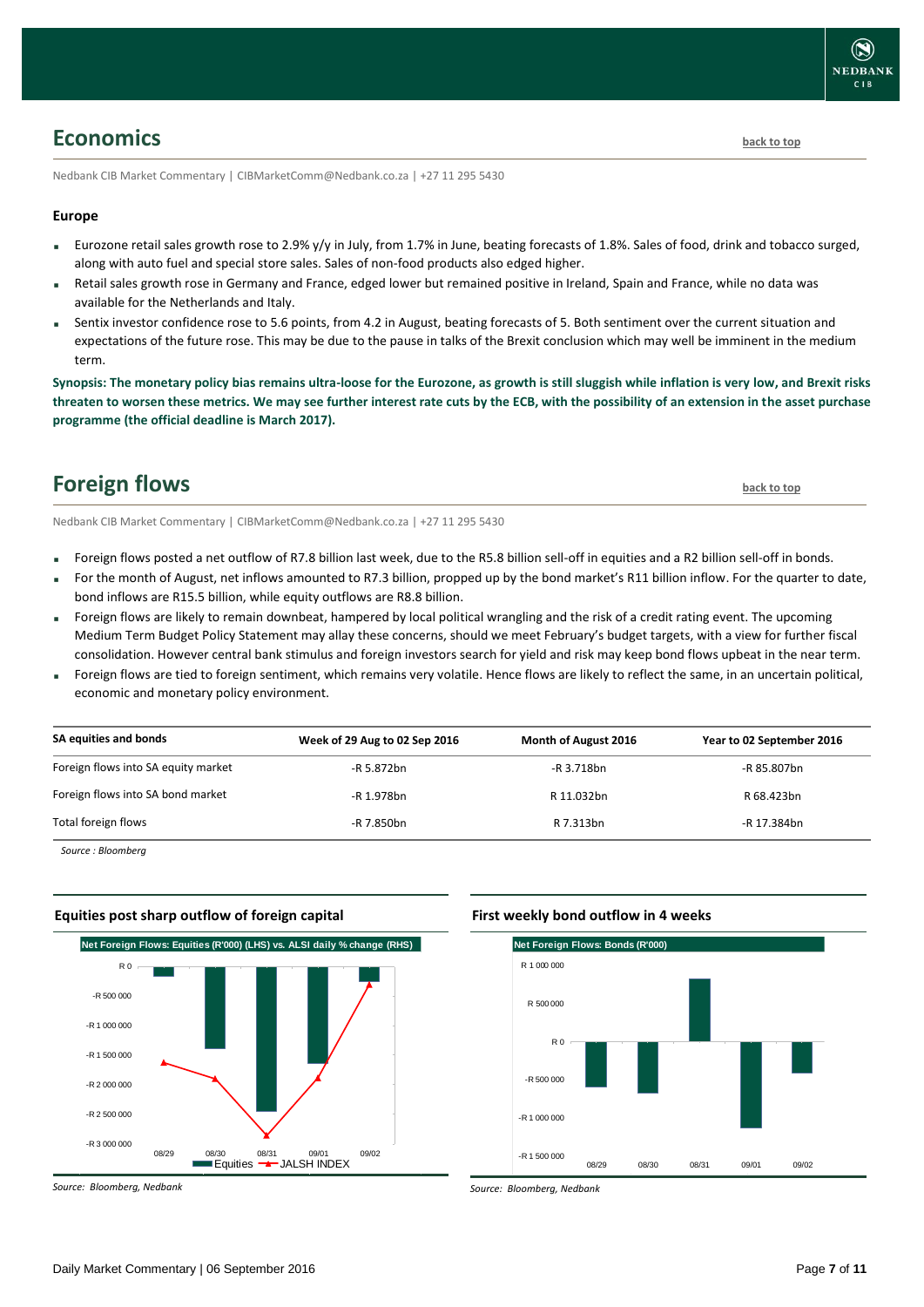## Economics

back to top

Nedbank CIB Market Commentary | CIBMarketComm@Nedbank.co.za | +27 11 295 5430

**Europe**

- Eurozone retail sales growth rose to 2.9% y/y in July, from 1.7% in June, beating forecasts of 1.8%. Sales of food, drink and tobacco surged, along with auto fuel and special store sales. Sales of non-food products also edged higher.
- Retail sales growth rose in Germany and France, edged lower but remained positive in Ireland, Spain and France, while no data was available for the Netherlands and Italy.
- Sentix investor confidence rose to 5.6 points, from 4.2 in August, beating forecasts of 5. Both sentiment over the current situation and expectations of the future rose. This may be due to the pause in talks of the Brexit conclusion which may well be imminent in the medium term.

**Synopsis: The monetary policy bias remains ultra-loose for the Eurozone, as growth is still sluggish while inflation is very low, and Brexit risks threaten to worsen these metrics. We may see further interest rate cuts by the ECB, with the possibility of an extension in the asset purchase programme (the official deadline is March 2017).**

## Foreign flows

back to top

Nedbank CIB Market Commentary | CIBMarketComm@Nedbank.co.za | +27 11 295 5430

- Foreign flows posted a net outflow of R7.8 billion last week, due to the R5.8 billion sell-off in equities and a R2 billion sell-off in bonds.
- For the month of August, net inflows amounted to R7.3 billion, propped up by the bond market's R11 billion inflow. For the quarter to date, bond inflows are R15.5 billion, while equity outflows are R8.8 billion.
- Foreign flows are likely to remain downbeat, hampered by local political wrangling and the risk of a credit rating event. The upcoming Medium Term Budget Policy Statement may allay these concerns, should we meet February's budget targets, with a view for further fiscal consolidation. However central bank stimulus and foreign investors search for yield and risk may keep bond flows upbeat in the near term.
- Foreign flows are tied to foreign sentiment, which remains very volatile. Hence flows are likely to reflect the same, in an uncertain political, economic and monetary policy environment.

| SA equities and bonds | Week of 29 Aug to 02 Sep 2016 | Month of August 2016 | Year to 02 September 2016 |
|---|---|---|---|
| Foreign flows into SA equity market | -R 5.872bn | -R 3.718bn | -R 85.807bn |
| Foreign flows into SA bond market | -R 1.978bn | R 11.032bn | R 68.423bn |
| Total foreign flows | -R 7.850bn | R 7.313bn | -R 17.384bn |

*Source : Bloomberg*

**Equities post sharp outflow of foreign capital**

*Source: Bloomberg, Nedbank*

**First weekly bond outflow in 4 weeks**

*Source: Bloomberg, Nedbank*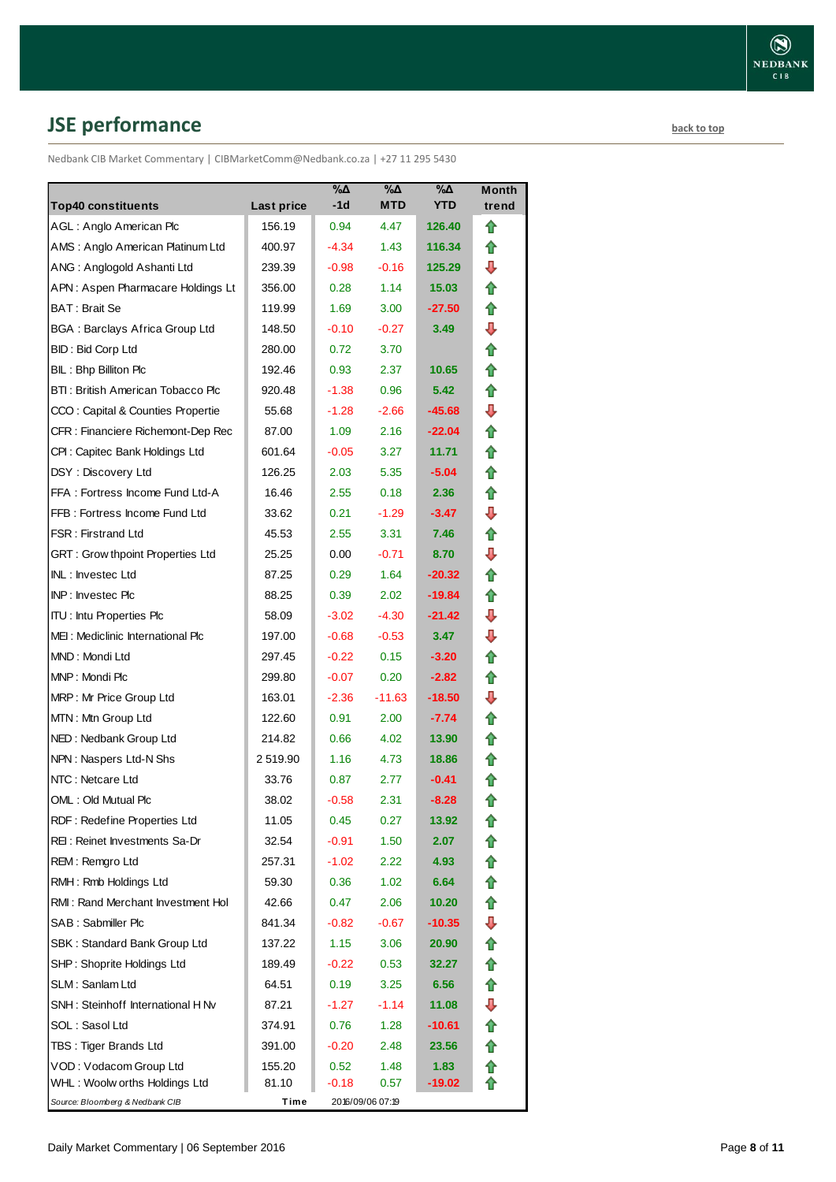## JSE performance

back to top

Nedbank CIB Market Commentary | CIBMarketComm@Nedbank.co.za | +27 11 295 5430

| Top40 constituents | Last price | %Δ -1d | %Δ MTD | %Δ YTD | Month trend |
|---|---|---|---|---|---|
| AGL : Anglo American Plc | 156.19 | 0.94 | 4.47 | 126.40 | ⇧ |
| AMS : Anglo American Platinum Ltd | 400.97 | -4.34 | 1.43 | 116.34 | ⇧ |
| ANG : Anglogold Ashanti Ltd | 239.39 | -0.98 | -0.16 | 125.29 | ⇩ |
| APN : Aspen Pharmacare Holdings Lt | 356.00 | 0.28 | 1.14 | 15.03 | ⇧ |
| BAT : Brait Se | 119.99 | 1.69 | 3.00 | -27.50 | ⇧ |
| BGA : Barclays Africa Group Ltd | 148.50 | -0.10 | -0.27 | 3.49 | ⇩ |
| BID : Bid Corp Ltd | 280.00 | 0.72 | 3.70 | | ⇧ |
| BIL : Bhp Billiton Plc | 192.46 | 0.93 | 2.37 | 10.65 | ⇧ |
| BTI : British American Tobacco Plc | 920.48 | -1.38 | 0.96 | 5.42 | ⇧ |
| CCO : Capital & Counties Propertie | 55.68 | -1.28 | -2.66 | -45.68 | ⇩ |
| CFR : Financiere Richemont-Dep Rec | 87.00 | 1.09 | 2.16 | -22.04 | ⇧ |
| CPI : Capitec Bank Holdings Ltd | 601.64 | -0.05 | 3.27 | 11.71 | ⇧ |
| DSY : Discovery Ltd | 126.25 | 2.03 | 5.35 | -5.04 | ⇧ |
| FFA : Fortress Income Fund Ltd-A | 16.46 | 2.55 | 0.18 | 2.36 | ⇧ |
| FFB : Fortress Income Fund Ltd | 33.62 | 0.21 | -1.29 | -3.47 | ⇩ |
| FSR : Firstrand Ltd | 45.53 | 2.55 | 3.31 | 7.46 | ⇧ |
| GRT : Growthpoint Properties Ltd | 25.25 | 0.00 | -0.71 | 8.70 | ⇩ |
| INL : Investec Ltd | 87.25 | 0.29 | 1.64 | -20.32 | ⇧ |
| INP : Investec Plc | 88.25 | 0.39 | 2.02 | -19.84 | ⇧ |
| ITU : Intu Properties Plc | 58.09 | -3.02 | -4.30 | -21.42 | ⇩ |
| MEI : Mediclinic International Plc | 197.00 | -0.68 | -0.53 | 3.47 | ⇩ |
| MND : Mondi Ltd | 297.45 | -0.22 | 0.15 | -3.20 | ⇧ |
| MNP : Mondi Plc | 299.80 | -0.07 | 0.20 | -2.82 | ⇧ |
| MRP : Mr Price Group Ltd | 163.01 | -2.36 | -11.63 | -18.50 | ⇩ |
| MTN : Mtn Group Ltd | 122.60 | 0.91 | 2.00 | -7.74 | ⇧ |
| NED : Nedbank Group Ltd | 214.82 | 0.66 | 4.02 | 13.90 | ⇧ |
| NPN : Naspers Ltd-N Shs | 2 519.90 | 1.16 | 4.73 | 18.86 | ⇧ |
| NTC : Netcare Ltd | 33.76 | 0.87 | 2.77 | -0.41 | ⇧ |
| OML : Old Mutual Plc | 38.02 | -0.58 | 2.31 | -8.28 | ⇧ |
| RDF : Redefine Properties Ltd | 11.05 | 0.45 | 0.27 | 13.92 | ⇧ |
| REI : Reinet Investments Sa-Dr | 32.54 | -0.91 | 1.50 | 2.07 | ⇧ |
| REM : Remgro Ltd | 257.31 | -1.02 | 2.22 | 4.93 | ⇧ |
| RMH : Rmb Holdings Ltd | 59.30 | 0.36 | 1.02 | 6.64 | ⇧ |
| RMI : Rand Merchant Investment Hol | 42.66 | 0.47 | 2.06 | 10.20 | ⇧ |
| SAB : Sabmiller Plc | 841.34 | -0.82 | -0.67 | -10.35 | ⇩ |
| SBK : Standard Bank Group Ltd | 137.22 | 1.15 | 3.06 | 20.90 | ⇧ |
| SHP : Shoprite Holdings Ltd | 189.49 | -0.22 | 0.53 | 32.27 | ⇧ |
| SLM : Sanlam Ltd | 64.51 | 0.19 | 3.25 | 6.56 | ⇧ |
| SNH : Steinhoff International H Nv | 87.21 | -1.27 | -1.14 | 11.08 | ⇩ |
| SOL : Sasol Ltd | 374.91 | 0.76 | 1.28 | -10.61 | ⇧ |
| TBS : Tiger Brands Ltd | 391.00 | -0.20 | 2.48 | 23.56 | ⇧ |
| VOD : Vodacom Group Ltd | 155.20 | 0.52 | 1.48 | 1.83 | ⇧ |
| WHL : Woolworths Holdings Ltd | 81.10 | -0.18 | 0.57 | -19.02 | ⇧ |

*Source: Bloomberg & Nedbank CIB* **Time** 2016/09/06 07:19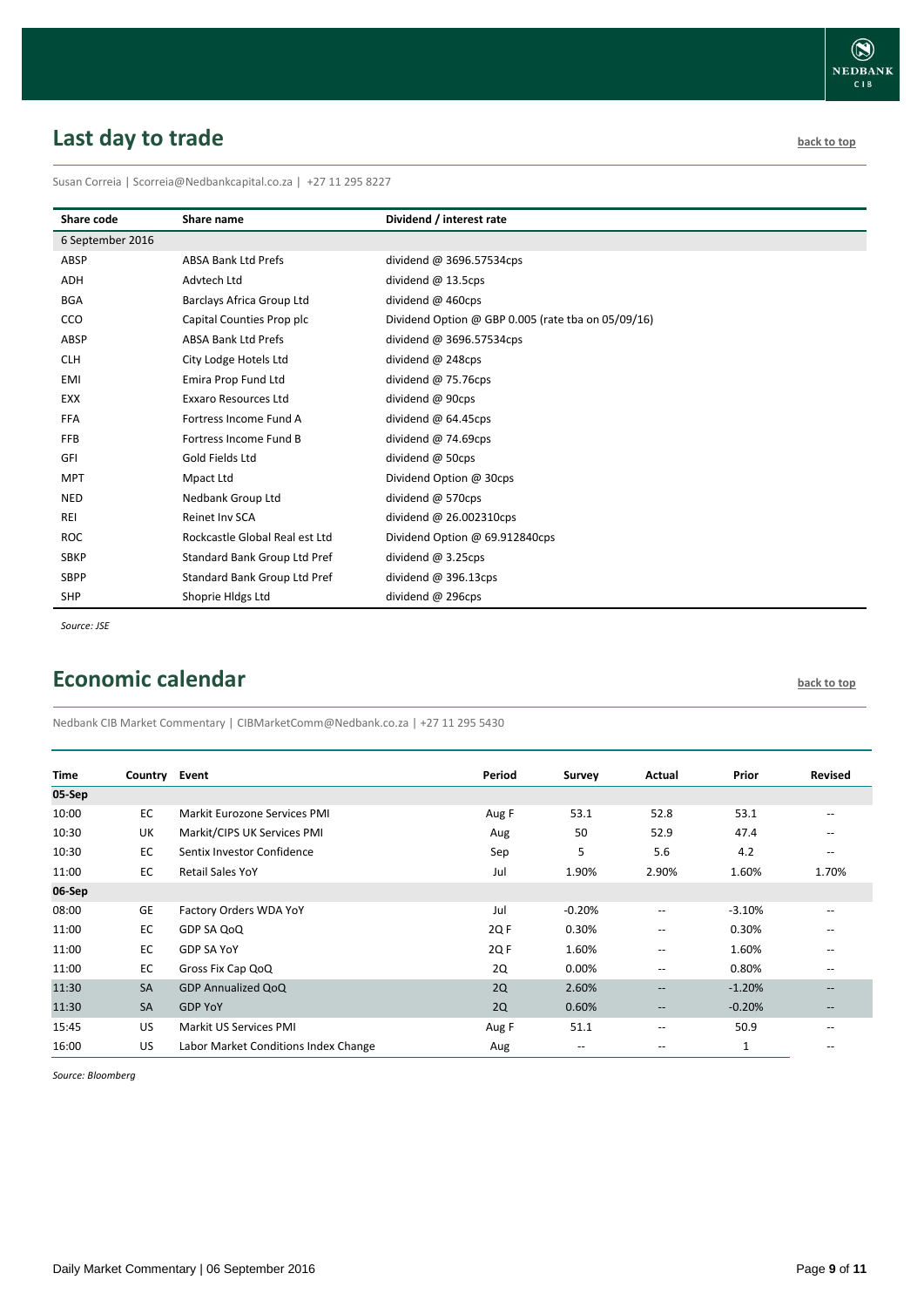## Last day to trade

back to top

Susan Correia | Scorreia@Nedbankcapital.co.za | +27 11 295 8227

| Share code | Share name | Dividend / interest rate |
|---|---|---|
| 6 September 2016 | | |
| ABSP | ABSA Bank Ltd Prefs | dividend @ 3696.57534cps |
| ADH | Advtech Ltd | dividend @ 13.5cps |
| BGA | Barclays Africa Group Ltd | dividend @ 460cps |
| CCO | Capital Counties Prop plc | Dividend Option @ GBP 0.005 (rate tba on 05/09/16) |
| ABSP | ABSA Bank Ltd Prefs | dividend @ 3696.57534cps |
| CLH | City Lodge Hotels Ltd | dividend @ 248cps |
| EMI | Emira Prop Fund Ltd | dividend @ 75.76cps |
| EXX | Exxaro Resources Ltd | dividend @ 90cps |
| FFA | Fortress Income Fund A | dividend @ 64.45cps |
| FFB | Fortress Income Fund B | dividend @ 74.69cps |
| GFI | Gold Fields Ltd | dividend @ 50cps |
| MPT | Mpact Ltd | Dividend Option @ 30cps |
| NED | Nedbank Group Ltd | dividend @ 570cps |
| REI | Reinet Inv SCA | dividend @ 26.002310cps |
| ROC | Rockcastle Global Real est Ltd | Dividend Option @ 69.912840cps |
| SBKP | Standard Bank Group Ltd Pref | dividend @ 3.25cps |
| SBPP | Standard Bank Group Ltd Pref | dividend @ 396.13cps |
| SHP | Shoprie Hldgs Ltd | dividend @ 296cps |

*Source: JSE*

## Economic calendar

back to top

Nedbank CIB Market Commentary | CIBMarketComm@Nedbank.co.za | +27 11 295 5430

| Time | Country | Event | Period | Survey | Actual | Prior | Revised |
|---|---|---|---|---|---|---|---|
| **05-Sep** | | | | | | | |
| 10:00 | EC | Markit Eurozone Services PMI | Aug F | 53.1 | 52.8 | 53.1 | -- |
| 10:30 | UK | Markit/CIPS UK Services PMI | Aug | 50 | 52.9 | 47.4 | -- |
| 10:30 | EC | Sentix Investor Confidence | Sep | 5 | 5.6 | 4.2 | -- |
| 11:00 | EC | Retail Sales YoY | Jul | 1.90% | 2.90% | 1.60% | 1.70% |
| **06-Sep** | | | | | | | |
| 08:00 | GE | Factory Orders WDA YoY | Jul | -0.20% | -- | -3.10% | -- |
| 11:00 | EC | GDP SA QoQ | 2Q F | 0.30% | -- | 0.30% | -- |
| 11:00 | EC | GDP SA YoY | 2Q F | 1.60% | -- | 1.60% | -- |
| 11:00 | EC | Gross Fix Cap QoQ | 2Q | 0.00% | -- | 0.80% | -- |
| 11:30 | SA | GDP Annualized QoQ | 2Q | 2.60% | -- | -1.20% | -- |
| 11:30 | SA | GDP YoY | 2Q | 0.60% | -- | -0.20% | -- |
| 15:45 | US | Markit US Services PMI | Aug F | 51.1 | -- | 50.9 | -- |
| 16:00 | US | Labor Market Conditions Index Change | Aug | -- | -- | 1 | -- |

*Source: Bloomberg*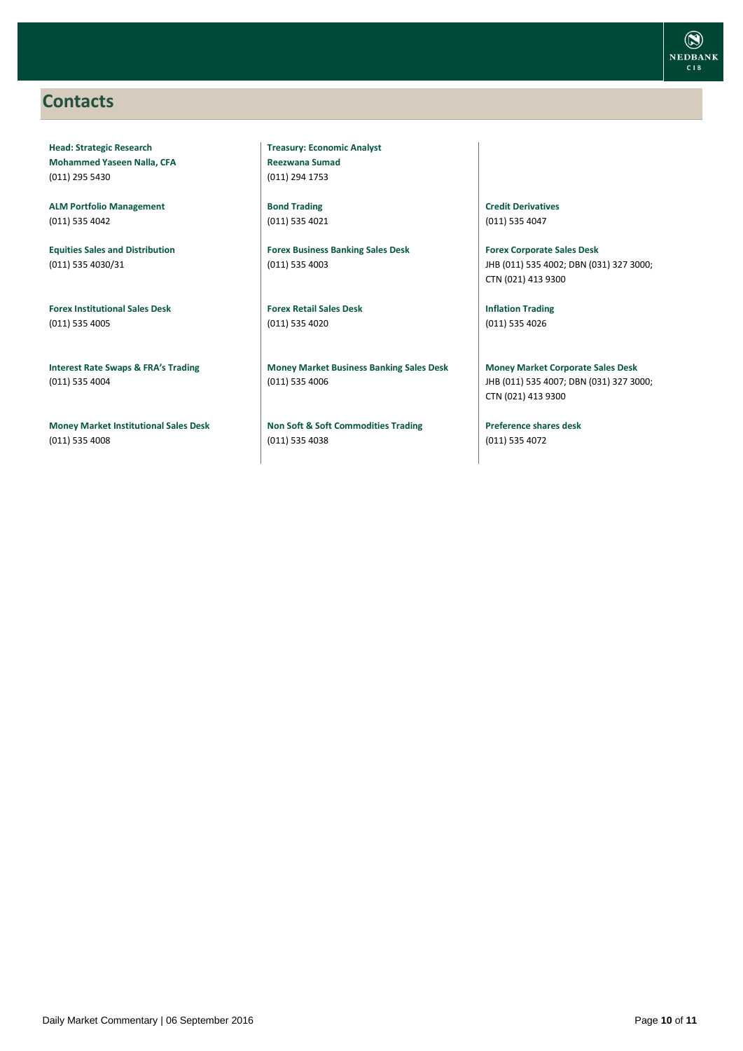## Contacts

**Head: Strategic Research**
**Mohammed Yaseen Nalla, CFA**
(011) 295 5430

**ALM Portfolio Management**
(011) 535 4042

**Equities Sales and Distribution**
(011) 535 4030/31

**Forex Institutional Sales Desk**
(011) 535 4005

**Interest Rate Swaps & FRA's Trading**
(011) 535 4004

**Money Market Institutional Sales Desk**
(011) 535 4008

**Treasury: Economic Analyst**
**Reezwana Sumad**
(011) 294 1753

**Bond Trading**
(011) 535 4021

**Forex Business Banking Sales Desk**
(011) 535 4003

**Forex Retail Sales Desk**
(011) 535 4020

**Money Market Business Banking Sales Desk**
(011) 535 4006

**Non Soft & Soft Commodities Trading**
(011) 535 4038

**Credit Derivatives**
(011) 535 4047

**Forex Corporate Sales Desk**
JHB (011) 535 4002; DBN (031) 327 3000; CTN (021) 413 9300

**Inflation Trading**
(011) 535 4026

**Money Market Corporate Sales Desk**
JHB (011) 535 4007; DBN (031) 327 3000; CTN (021) 413 9300

**Preference shares desk**
(011) 535 4072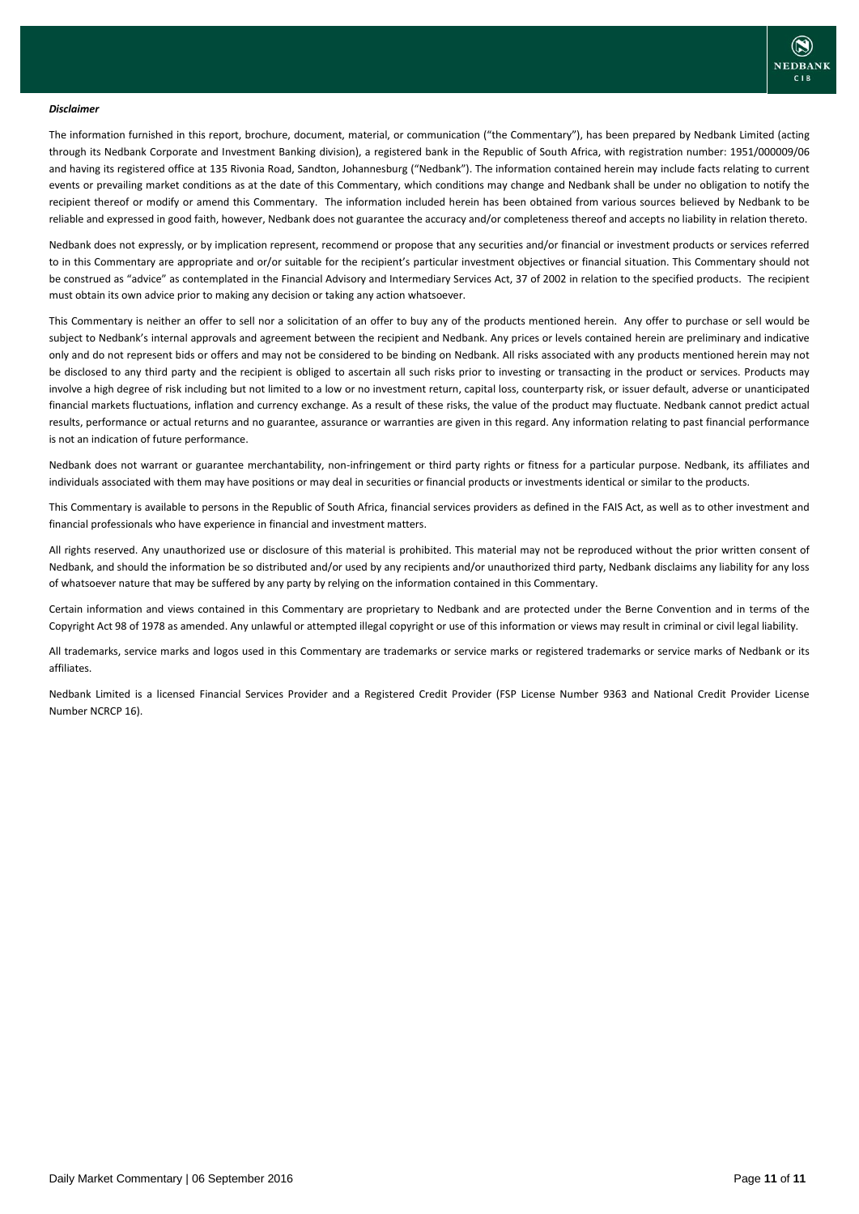***Disclaimer***

The information furnished in this report, brochure, document, material, or communication ("the Commentary"), has been prepared by Nedbank Limited (acting through its Nedbank Corporate and Investment Banking division), a registered bank in the Republic of South Africa, with registration number: 1951/000009/06 and having its registered office at 135 Rivonia Road, Sandton, Johannesburg ("Nedbank"). The information contained herein may include facts relating to current events or prevailing market conditions as at the date of this Commentary, which conditions may change and Nedbank shall be under no obligation to notify the recipient thereof or modify or amend this Commentary. The information included herein has been obtained from various sources believed by Nedbank to be reliable and expressed in good faith, however, Nedbank does not guarantee the accuracy and/or completeness thereof and accepts no liability in relation thereto.

Nedbank does not expressly, or by implication represent, recommend or propose that any securities and/or financial or investment products or services referred to in this Commentary are appropriate and or/or suitable for the recipient's particular investment objectives or financial situation. This Commentary should not be construed as "advice" as contemplated in the Financial Advisory and Intermediary Services Act, 37 of 2002 in relation to the specified products. The recipient must obtain its own advice prior to making any decision or taking any action whatsoever.

This Commentary is neither an offer to sell nor a solicitation of an offer to buy any of the products mentioned herein. Any offer to purchase or sell would be subject to Nedbank's internal approvals and agreement between the recipient and Nedbank. Any prices or levels contained herein are preliminary and indicative only and do not represent bids or offers and may not be considered to be binding on Nedbank. All risks associated with any products mentioned herein may not be disclosed to any third party and the recipient is obliged to ascertain all such risks prior to investing or transacting in the product or services. Products may involve a high degree of risk including but not limited to a low or no investment return, capital loss, counterparty risk, or issuer default, adverse or unanticipated financial markets fluctuations, inflation and currency exchange. As a result of these risks, the value of the product may fluctuate. Nedbank cannot predict actual results, performance or actual returns and no guarantee, assurance or warranties are given in this regard. Any information relating to past financial performance is not an indication of future performance.

Nedbank does not warrant or guarantee merchantability, non-infringement or third party rights or fitness for a particular purpose. Nedbank, its affiliates and individuals associated with them may have positions or may deal in securities or financial products or investments identical or similar to the products.

This Commentary is available to persons in the Republic of South Africa, financial services providers as defined in the FAIS Act, as well as to other investment and financial professionals who have experience in financial and investment matters.

All rights reserved. Any unauthorized use or disclosure of this material is prohibited. This material may not be reproduced without the prior written consent of Nedbank, and should the information be so distributed and/or used by any recipients and/or unauthorized third party, Nedbank disclaims any liability for any loss of whatsoever nature that may be suffered by any party by relying on the information contained in this Commentary.

Certain information and views contained in this Commentary are proprietary to Nedbank and are protected under the Berne Convention and in terms of the Copyright Act 98 of 1978 as amended. Any unlawful or attempted illegal copyright or use of this information or views may result in criminal or civil legal liability.

All trademarks, service marks and logos used in this Commentary are trademarks or service marks or registered trademarks or service marks of Nedbank or its affiliates.

Nedbank Limited is a licensed Financial Services Provider and a Registered Credit Provider (FSP License Number 9363 and National Credit Provider License Number NCRCP 16).